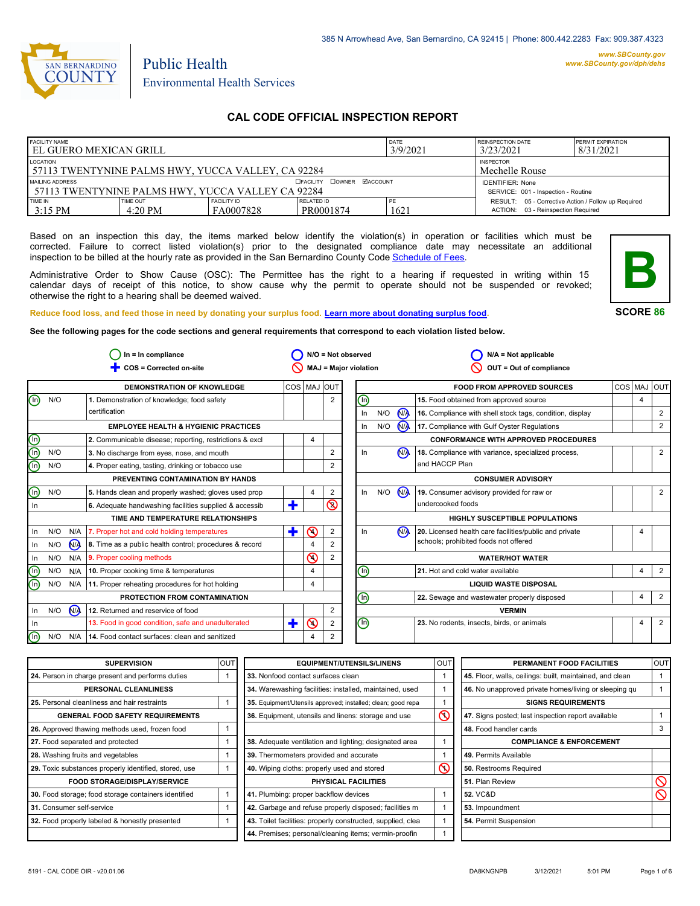385 N Arrowhead Ave, San Bernardino, CA 92415 | Phone: 800.442.2283 Fax: 909.387.4323

www.SBCounty.gov
www.SBCounty.gov/dph/dehs

SAN BERNARDINO COUNTY

Public Health
Environmental Health Services

# CAL CODE OFFICIAL INSPECTION REPORT

| FACILITY NAME | | | | DATE | REINSPECTION DATE | PERMIT EXPIRATION |
|---|---|---|---|---|---|---|
| EL GUERO MEXICAN GRILL | | | | 3/9/2021 | 3/23/2021 | 8/31/2021 |
| LOCATION: 57113 TWENTYNINE PALMS HWY, YUCCA VALLEY, CA 92284 | | | | | INSPECTOR: Mechelle Rouse | |
| MAILING ADDRESS: 57113 TWENTYNINE PALMS HWY, YUCCA VALLEY CA 92284 ☐FACILITY ☐OWNER ☑ACCOUNT | | | | | IDENTIFIER: None; SERVICE: 001 - Inspection - Routine | |
| TIME IN | TIME OUT | FACILITY ID | RELATED ID | PE | RESULT: 05 - Corrective Action / Follow up Required | |
| 3:15 PM | 4:20 PM | FA0007828 | PR0001874 | 1621 | ACTION: 03 - Reinspection Required | |

Based on an inspection this day, the items marked below identify the violation(s) in operation or facilities which must be corrected. Failure to correct listed violation(s) prior to the designated compliance date may necessitate an additional inspection to be billed at the hourly rate as provided in the San Bernardino County Code Schedule of Fees.

Administrative Order to Show Cause (OSC): The Permittee has the right to a hearing if requested in writing within 15 calendar days of receipt of this notice, to show cause why the permit to operate should not be suspended or revoked; otherwise the right to a hearing shall be deemed waived.

**B**

**SCORE 86**

Reduce food loss, and feed those in need by donating your surplus food. Learn more about donating surplus food.

**See the following pages for the code sections and general requirements that correspond to each violation listed below.**

In = In compliance | N/O = Not observed | N/A = Not applicable
COS = Corrected on-site | MAJ = Major violation | OUT = Out of compliance

| | | | DEMONSTRATION OF KNOWLEDGE | COS | MAJ | OUT |
|---|---|---|---|---|---|---|
| (In) | N/O | | 1. Demonstration of knowledge; food safety certification | | | 2 |
| | | | **EMPLOYEE HEALTH & HYGIENIC PRACTICES** | | | |
| (In) | | | 2. Communicable disease; reporting, restrictions & excl | | 4 | |
| (In) | N/O | | 3. No discharge from eyes, nose, and mouth | | | 2 |
| (In) | N/O | | 4. Proper eating, tasting, drinking or tobacco use | | | 2 |
| | | | **PREVENTING CONTAMINATION BY HANDS** | | | |
| (In) | N/O | | 5. Hands clean and properly washed; gloves used prop | | 4 | 2 |
| In | | | 6. Adequate handwashing facilities supplied & accessib | ✚ | | (2) OUT |
| | | | **TIME AND TEMPERATURE RELATIONSHIPS** | | | |
| In | N/O | N/A | 7. Proper hot and cold holding temperatures | ✚ | (4) MAJ | 2 |
| In | N/O | (N/A) | 8. Time as a public health control; procedures & record | | 4 | 2 |
| In | N/O | N/A | 9. Proper cooling methods | | (4) MAJ | 2 |
| (In) | N/O | N/A | 10. Proper cooking time & temperatures | | 4 | |
| (In) | N/O | N/A | 11. Proper reheating procedures for hot holding | | 4 | |
| | | | **PROTECTION FROM CONTAMINATION** | | | |
| In | N/O | (N/A) | 12. Returned and reservice of food | | | 2 |
| In | | | 13. Food in good condition, safe and unadulterated | ✚ | (4) MAJ | 2 |
| (In) | N/O | N/A | 14. Food contact surfaces: clean and sanitized | | 4 | 2 |

| | | | FOOD FROM APPROVED SOURCES | COS | MAJ | OUT |
|---|---|---|---|---|---|---|
| (In) | | | 15. Food obtained from approved source | | 4 | |
| In | N/O | (N/A) | 16. Compliance with shell stock tags, condition, display | | | 2 |
| In | N/O | (N/A) | 17. Compliance with Gulf Oyster Regulations | | | 2 |
| | | | **CONFORMANCE WITH APPROVED PROCEDURES** | | | |
| In | | (N/A) | 18. Compliance with variance, specialized process, and HACCP Plan | | | 2 |
| | | | **CONSUMER ADVISORY** | | | |
| In | N/O | (N/A) | 19. Consumer advisory provided for raw or undercooked foods | | | 2 |
| | | | **HIGHLY SUSCEPTIBLE POPULATIONS** | | | |
| In | | (N/A) | 20. Licensed health care facilities/public and private schools; prohibited foods not offered | | 4 | |
| | | | **WATER/HOT WATER** | | | |
| (In) | | | 21. Hot and cold water available | | 4 | 2 |
| | | | **LIQUID WASTE DISPOSAL** | | | |
| (In) | | | 22. Sewage and wastewater properly disposed | | 4 | 2 |
| | | | **VERMIN** | | | |
| (In) | | | 23. No rodents, insects, birds, or animals | | 4 | 2 |

| SUPERVISION | OUT |
|---|---|
| 24. Person in charge present and performs duties | 1 |
| **PERSONAL CLEANLINESS** | |
| 25. Personal cleanliness and hair restraints | 1 |
| **GENERAL FOOD SAFETY REQUIREMENTS** | |
| 26. Approved thawing methods used, frozen food | 1 |
| 27. Food separated and protected | 1 |
| 28. Washing fruits and vegetables | 1 |
| 29. Toxic substances properly identified, stored, use | 1 |
| **FOOD STORAGE/DISPLAY/SERVICE** | |
| 30. Food storage; food storage containers identified | 1 |
| 31. Consumer self-service | 1 |
| 32. Food properly labeled & honestly presented | 1 |

| EQUIPMENT/UTENSILS/LINENS | OUT |
|---|---|
| 33. Nonfood contact surfaces clean | 1 |
| 34. Warewashing facilities: installed, maintained, used | 1 |
| 35. Equipment/Utensils approved; installed; clean; good repa | 1 |
| 36. Equipment, utensils and linens: storage and use | (1) OUT |
| 38. Adequate ventilation and lighting; designated area | 1 |
| 39. Thermometers provided and accurate | 1 |
| 40. Wiping cloths: properly used and stored | (1) OUT |
| **PHYSICAL FACILITIES** | |
| 41. Plumbing: proper backflow devices | 1 |
| 42. Garbage and refuse properly disposed; facilities m | 1 |
| 43. Toilet facilities: properly constructed, supplied, clea | 1 |
| 44. Premises; personal/cleaning items; vermin-proofin | 1 |

| PERMANENT FOOD FACILITIES | OUT |
|---|---|
| 45. Floor, walls, ceilings: built, maintained, and clean | 1 |
| 46. No unapproved private homes/living or sleeping qu | 1 |
| **SIGNS REQUIREMENTS** | |
| 47. Signs posted; last inspection report available | 1 |
| 48. Food handler cards | 3 |
| **COMPLIANCE & ENFORCEMENT** | |
| 49. Permits Available | |
| 50. Restrooms Required | |
| 51. Plan Review | OUT |
| 52. VC&D | OUT |
| 53. Impoundment | |
| 54. Permit Suspension | |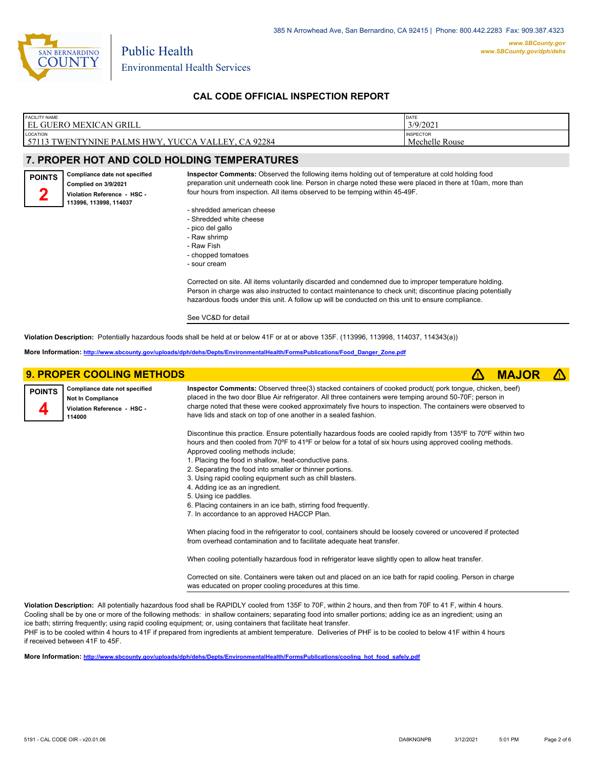385 N Arrowhead Ave, San Bernardino, CA 92415 | Phone: 800.442.2283 Fax: 909.387.4323

www.SBCounty.gov
www.SBCounty.gov/dph/dehs

Public Health
Environmental Health Services

## CAL CODE OFFICIAL INSPECTION REPORT

| FACILITY NAME | DATE |
|---|---|
| EL GUERO MEXICAN GRILL | 3/9/2021 |
| LOCATION | INSPECTOR |
| 57113 TWENTYNINE PALMS HWY, YUCCA VALLEY, CA 92284 | Mechelle Rouse |

## 7. PROPER HOT AND COLD HOLDING TEMPERATURES

**POINTS 2**

**Compliance date not specified**
**Complied on 3/9/2021**
**Violation Reference - HSC - 113996, 113998, 114037**

**Inspector Comments:** Observed the following items holding out of temperature at cold holding food preparation unit underneath cook line. Person in charge noted these were placed in there at 10am, more than four hours from inspection. All items observed to be temping within 45-49F.

- shredded american cheese
- Shredded white cheese
- pico del gallo
- Raw shrimp
- Raw Fish
- chopped tomatoes
- sour cream

Corrected on site. All items voluntarily discarded and condemned due to improper temperature holding. Person in charge was also instructed to contact maintenance to check unit; discontinue placing potentially hazardous foods under this unit. A follow up will be conducted on this unit to ensure compliance.

See VC&D for detail

**Violation Description:** Potentially hazardous foods shall be held at or below 41F or at or above 135F. (113996, 113998, 114037, 114343(a))

**More Information:** http://www.sbcounty.gov/uploads/dph/dehs/Depts/EnvironmentalHealth/FormsPublications/Food_Danger_Zone.pdf

## 9. PROPER COOLING METHODS ⚠ MAJOR ⚠

**POINTS 4**

**Compliance date not specified**
**Not In Compliance**
**Violation Reference - HSC - 114000**

**Inspector Comments:** Observed three(3) stacked containers of cooked product( pork tongue, chicken, beef) placed in the two door Blue Air refrigerator. All three containers were temping around 50-70F; person in charge noted that these were cooked approximately five hours to inspection. The containers were observed to have lids and stack on top of one another in a sealed fashion.

Discontinue this practice. Ensure potentially hazardous foods are cooled rapidly from 135ºF to 70ºF within two hours and then cooled from 70ºF to 41ºF or below for a total of six hours using approved cooling methods. Approved cooling methods include;
1. Placing the food in shallow, heat-conductive pans.
2. Separating the food into smaller or thinner portions.
3. Using rapid cooling equipment such as chill blasters.
4. Adding ice as an ingredient.
5. Using ice paddles.
6. Placing containers in an ice bath, stirring food frequently.
7. In accordance to an approved HACCP Plan.

When placing food in the refrigerator to cool, containers should be loosely covered or uncovered if protected from overhead contamination and to facilitate adequate heat transfer.

When cooling potentially hazardous food in refrigerator leave slightly open to allow heat transfer.

Corrected on site. Containers were taken out and placed on an ice bath for rapid cooling. Person in charge was educated on proper cooling procedures at this time.

**Violation Description:** All potentially hazardous food shall be RAPIDLY cooled from 135F to 70F, within 2 hours, and then from 70F to 41 F, within 4 hours. Cooling shall be by one or more of the following methods: in shallow containers; separating food into smaller portions; adding ice as an ingredient; using an ice bath; stirring frequently; using rapid cooling equipment; or, using containers that facilitate heat transfer.
PHF is to be cooled within 4 hours to 41F if prepared from ingredients at ambient temperature. Deliveries of PHF is to be cooled to below 41F within 4 hours if received between 41F to 45F.

**More Information:** http://www.sbcounty.gov/uploads/dph/dehs/Depts/EnvironmentalHealth/FormsPublications/cooling_hot_food_safely.pdf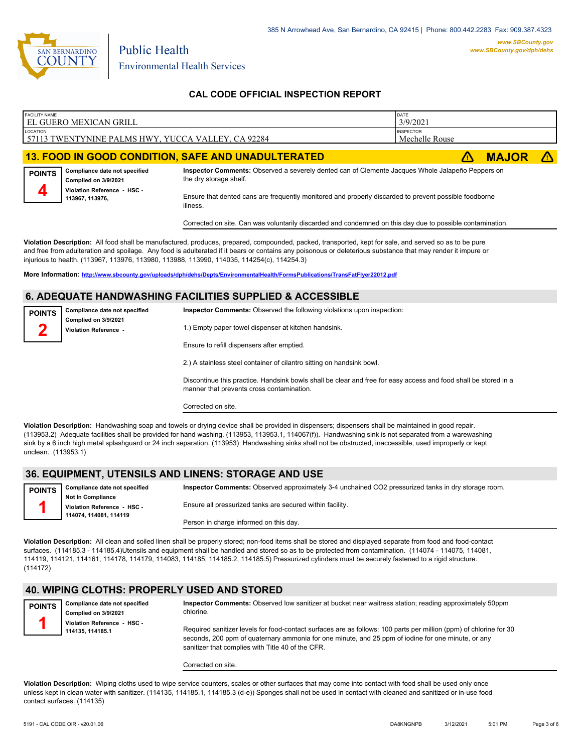385 N Arrowhead Ave, San Bernardino, CA 92415 | Phone: 800.442.2283 Fax: 909.387.4323

www.SBCounty.gov
www.SBCounty.gov/dph/dehs

Public Health
Environmental Health Services

## CAL CODE OFFICIAL INSPECTION REPORT

| FACILITY NAME | DATE |
|---|---|
| EL GUERO MEXICAN GRILL | 3/9/2021 |
| **LOCATION** | **INSPECTOR** |
| 57113 TWENTYNINE PALMS HWY, YUCCA VALLEY, CA 92284 | Mechelle Rouse |

## 13. FOOD IN GOOD CONDITION, SAFE AND UNADULTERATED — ⚠ MAJOR ⚠

**POINTS 4**

Compliance date not specified
Complied on 3/9/2021
Violation Reference - HSC - 113967, 113976,

**Inspector Comments:** Observed a severely dented can of Clemente Jacques Whole Jalapeño Peppers on the dry storage shelf.

Ensure that dented cans are frequently monitored and properly discarded to prevent possible foodborne illness.

Corrected on site. Can was voluntarily discarded and condemned on this day due to possible contamination.

**Violation Description:** All food shall be manufactured, produces, prepared, compounded, packed, transported, kept for sale, and served so as to be pure and free from adulteration and spoilage. Any food is adulterated if it bears or contains any poisonous or deleterious substance that may render it impure or injurious to health. (113967, 113976, 113980, 113988, 113990, 114035, 114254(c), 114254.3)

**More Information:** http://www.sbcounty.gov/uploads/dph/dehs/Depts/EnvironmentalHealth/FormsPublications/TransFatFlyer22012.pdf

## 6. ADEQUATE HANDWASHING FACILITIES SUPPLIED & ACCESSIBLE

**POINTS 2**

Compliance date not specified
Complied on 3/9/2021
Violation Reference -

**Inspector Comments:** Observed the following violations upon inspection:

1.) Empty paper towel dispenser at kitchen handsink.

Ensure to refill dispensers after emptied.

2.) A stainless steel container of cilantro sitting on handsink bowl.

Discontinue this practice. Handsink bowls shall be clear and free for easy access and food shall be stored in a manner that prevents cross contamination.

Corrected on site.

**Violation Description:** Handwashing soap and towels or drying device shall be provided in dispensers; dispensers shall be maintained in good repair. (113953.2) Adequate facilities shall be provided for hand washing. (113953, 113953.1, 114067(f)). Handwashing sink is not separated from a warewashing sink by a 6 inch high metal splashguard or 24 inch separation. (113953) Handwashing sinks shall not be obstructed, inaccessible, used improperly or kept unclean. (113953.1)

## 36. EQUIPMENT, UTENSILS AND LINENS: STORAGE AND USE

**POINTS 1**

Compliance date not specified
Not In Compliance
Violation Reference - HSC - 114074, 114081, 114119

**Inspector Comments:** Observed approximately 3-4 unchained $CO_2$ pressurized tanks in dry storage room.

Ensure all pressurized tanks are secured within facility.

Person in charge informed on this day.

**Violation Description:** All clean and soiled linen shall be properly stored; non-food items shall be stored and displayed separate from food and food-contact surfaces. (114185.3 - 114185.4)Utensils and equipment shall be handled and stored so as to be protected from contamination. (114074 - 114075, 114081, 114119, 114121, 114161, 114178, 114179, 114083, 114185, 114185.2, 114185.5) Pressurized cylinders must be securely fastened to a rigid structure. (114172)

## 40. WIPING CLOTHS: PROPERLY USED AND STORED

**POINTS 1**

Compliance date not specified
Complied on 3/9/2021
Violation Reference - HSC - 114135, 114185.1

**Inspector Comments:** Observed low sanitizer at bucket near waitress station; reading approximately 50ppm chlorine.

Required sanitizer levels for food-contact surfaces are as follows: 100 parts per million (ppm) of chlorine for 30 seconds, 200 ppm of quaternary ammonia for one minute, and 25 ppm of iodine for one minute, or any sanitizer that complies with Title 40 of the CFR.

Corrected on site.

**Violation Description:** Wiping cloths used to wipe service counters, scales or other surfaces that may come into contact with food shall be used only once unless kept in clean water with sanitizer. (114135, 114185.1, 114185.3 (d-e)) Sponges shall not be used in contact with cleaned and sanitized or in-use food contact surfaces. (114135)

5191 - CAL CODE OIR - v20.01.06 DA8KNGNPB 3/12/2021 5:01 PM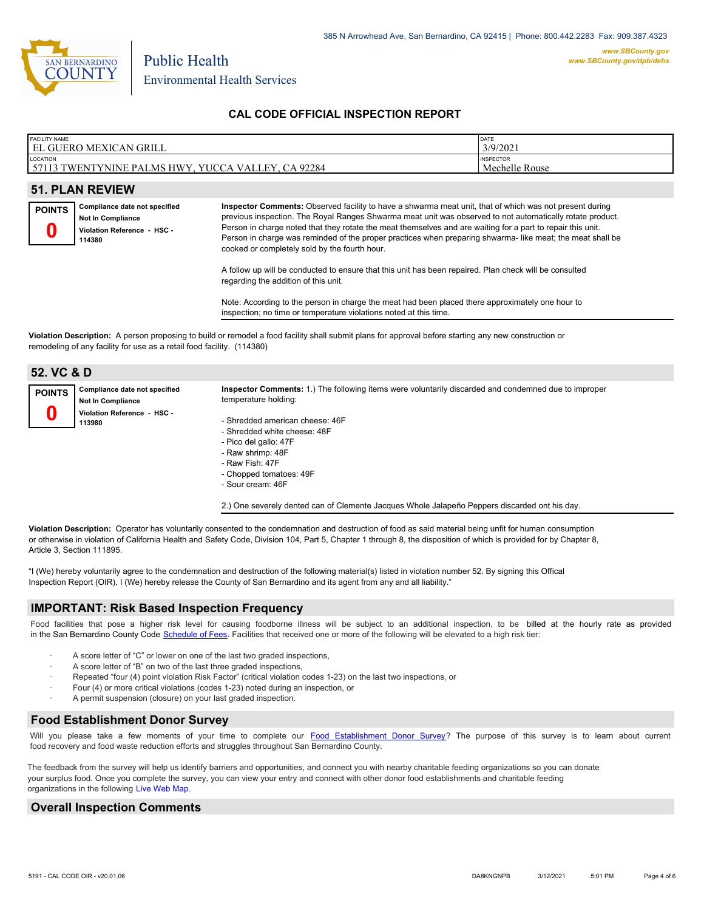# CAL CODE OFFICIAL INSPECTION REPORT

| FACILITY NAME | DATE |
|---|---|
| EL GUERO MEXICAN GRILL | 3/9/2021 |
| **LOCATION** | **INSPECTOR** |
| 57113 TWENTYNINE PALMS HWY, YUCCA VALLEY, CA 92284 | Mechelle Rouse |

## 51. PLAN REVIEW

**POINTS**
**0**

**Compliance date not specified**
**Not In Compliance**
**Violation Reference - HSC - 114380**

**Inspector Comments:** Observed facility to have a shwarma meat unit, that of which was not present during previous inspection. The Royal Ranges Shwarma meat unit was observed to not automatically rotate product. Person in charge noted that they rotate the meat themselves and are waiting for a part to repair this unit. Person in charge was reminded of the proper practices when preparing shwarma- like meat; the meat shall be cooked or completely sold by the fourth hour.

A follow up will be conducted to ensure that this unit has been repaired. Plan check will be consulted regarding the addition of this unit.

Note: According to the person in charge the meat had been placed there approximately one hour to inspection; no time or temperature violations noted at this time.

**Violation Description:** A person proposing to build or remodel a food facility shall submit plans for approval before starting any new construction or remodeling of any facility for use as a retail food facility. (114380)

## 52. VC & D

**POINTS**
**0**

**Compliance date not specified**
**Not In Compliance**
**Violation Reference - HSC - 113980**

**Inspector Comments:** 1.) The following items were voluntarily discarded and condemned due to improper temperature holding:

- Shredded american cheese: 46F
- Shredded white cheese: 48F
- Pico del gallo: 47F
- Raw shrimp: 48F
- Raw Fish: 47F
- Chopped tomatoes: 49F
- Sour cream: 46F

2.) One severely dented can of Clemente Jacques Whole Jalapeño Peppers discarded ont his day.

**Violation Description:** Operator has voluntarily consented to the condemnation and destruction of food as said material being unfit for human consumption or otherwise in violation of California Health and Safety Code, Division 104, Part 5, Chapter 1 through 8, the disposition of which is provided for by Chapter 8, Article 3, Section 111895.

"I (We) hereby voluntarily agree to the condemnation and destruction of the following material(s) listed in violation number 52. By signing this Offical Inspection Report (OIR), I (We) hereby release the County of San Bernardino and its agent from any and all liability."

## IMPORTANT: Risk Based Inspection Frequency

Food facilities that pose a higher risk level for causing foodborne illness will be subject to an additional inspection, to be billed at the hourly rate as provided in the San Bernardino County Code Schedule of Fees. Facilities that received one or more of the following will be elevated to a high risk tier:

- A score letter of "C" or lower on one of the last two graded inspections,
- A score letter of "B" on two of the last three graded inspections,
- Repeated "four (4) point violation Risk Factor" (critical violation codes 1-23) on the last two inspections, or
- Four (4) or more critical violations (codes 1-23) noted during an inspection, or
- A permit suspension (closure) on your last graded inspection.

## Food Establishment Donor Survey

Will you please take a few moments of your time to complete our Food Establishment Donor Survey? The purpose of this survey is to learn about current food recovery and food waste reduction efforts and struggles throughout San Bernardino County.

The feedback from the survey will help us identify barriers and opportunities, and connect you with nearby charitable feeding organizations so you can donate your surplus food. Once you complete the survey, you can view your entry and connect with other donor food establishments and charitable feeding organizations in the following Live Web Map.

## Overall Inspection Comments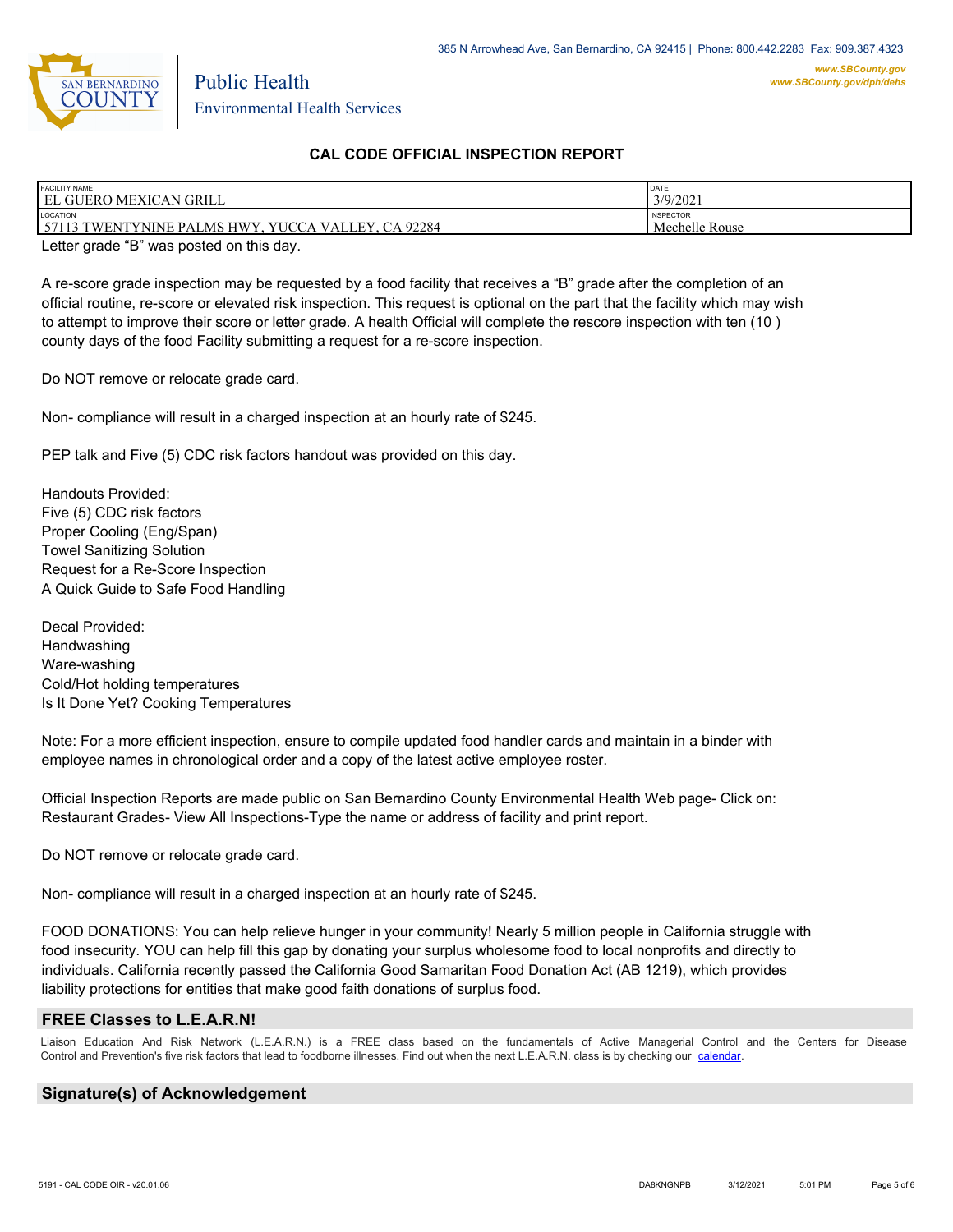# CAL CODE OFFICIAL INSPECTION REPORT

| FACILITY NAME | DATE |
| --- | --- |
| EL GUERO MEXICAN GRILL | 3/9/2021 |
| **LOCATION** | **INSPECTOR** |
| 57113 TWENTYNINE PALMS HWY, YUCCA VALLEY, CA 92284 | Mechelle Rouse |

Letter grade “B” was posted on this day.

A re-score grade inspection may be requested by a food facility that receives a “B” grade after the completion of an official routine, re-score or elevated risk inspection. This request is optional on the part that the facility which may wish to attempt to improve their score or letter grade. A health Official will complete the rescore inspection with ten (10 ) county days of the food Facility submitting a request for a re-score inspection.

Do NOT remove or relocate grade card.

Non- compliance will result in a charged inspection at an hourly rate of $245.

PEP talk and Five (5) CDC risk factors handout was provided on this day.

Handouts Provided:
Five (5) CDC risk factors
Proper Cooling (Eng/Span)
Towel Sanitizing Solution
Request for a Re-Score Inspection
A Quick Guide to Safe Food Handling

Decal Provided:
Handwashing
Ware-washing
Cold/Hot holding temperatures
Is It Done Yet? Cooking Temperatures

Note: For a more efficient inspection, ensure to compile updated food handler cards and maintain in a binder with employee names in chronological order and a copy of the latest active employee roster.

Official Inspection Reports are made public on San Bernardino County Environmental Health Web page- Click on: Restaurant Grades- View All Inspections-Type the name or address of facility and print report.

Do NOT remove or relocate grade card.

Non- compliance will result in a charged inspection at an hourly rate of $245.

FOOD DONATIONS: You can help relieve hunger in your community! Nearly 5 million people in California struggle with food insecurity. YOU can help fill this gap by donating your surplus wholesome food to local nonprofits and directly to individuals. California recently passed the California Good Samaritan Food Donation Act (AB 1219), which provides liability protections for entities that make good faith donations of surplus food.

## FREE Classes to L.E.A.R.N!

Liaison Education And Risk Network (L.E.A.R.N.) is a FREE class based on the fundamentals of Active Managerial Control and the Centers for Disease Control and Prevention's five risk factors that lead to foodborne illnesses. Find out when the next L.E.A.R.N. class is by checking our calendar.

## Signature(s) of Acknowledgement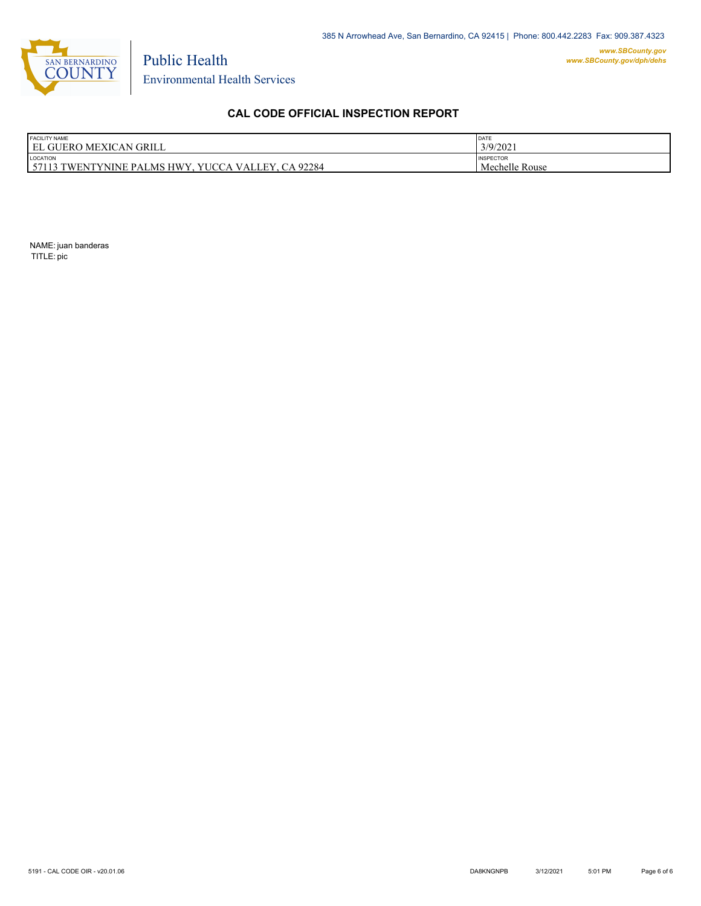385 N Arrowhead Ave, San Bernardino, CA 92415 | Phone: 800.442.2283 Fax: 909.387.4323

Public Health
Environmental Health Services

www.SBCounty.gov
www.SBCounty.gov/dph/dehs

## CAL CODE OFFICIAL INSPECTION REPORT

| | |
|---|---|
| FACILITY NAME<br>EL GUERO MEXICAN GRILL | DATE<br>3/9/2021 |
| LOCATION<br>57113 TWENTYNINE PALMS HWY, YUCCA VALLEY, CA 92284 | INSPECTOR<br>Mechelle Rouse |

NAME: juan banderas
TITLE: pic